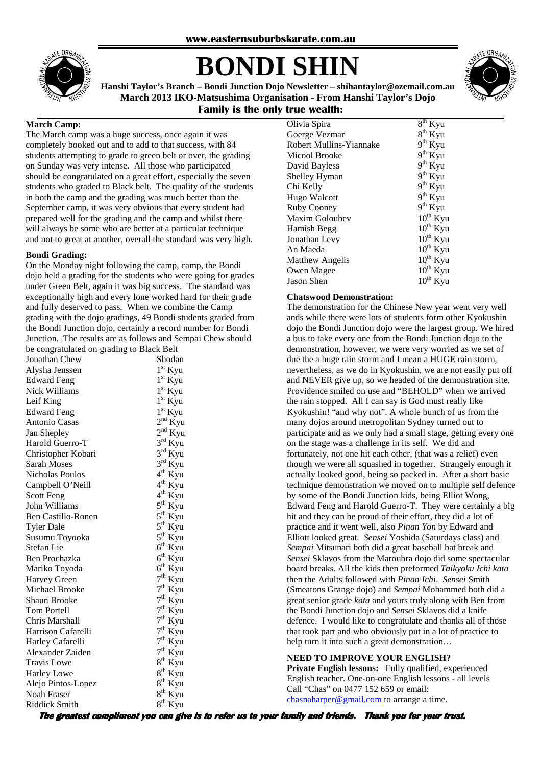www.easternsuburbskarate.com.au

# BONDI SHIN

**Hanshi Taylor's Branch – Bondi Junction Dojo Newsletter – shihantaylor@ozemail.com.au**
**March 2013 IKO-Matsushima Organisation - From Hanshi Taylor's Dojo**
**Family is the only true wealth:**

### March Camp:

The March camp was a huge success, once again it was completely booked out and to add to that success, with 84 students attempting to grade to green belt or over, the grading on Sunday was very intense. All those who participated should be congratulated on a great effort, especially the seven students who graded to Black belt. The quality of the students in both the camp and the grading was much better than the September camp, it was very obvious that every student had prepared well for the grading and the camp and whilst there will always be some who are better at a particular technique and not to great at another, overall the standard was very high.

### Bondi Grading:

On the Monday night following the camp, camp, the Bondi dojo held a grading for the students who were going for grades under Green Belt, again it was big success. The standard was exceptionally high and every lone worked hard for their grade and fully deserved to pass. When we combine the Camp grading with the dojo gradings, 49 Bondi students graded from the Bondi Junction dojo, certainly a record number for Bondi Junction. The results are as follows and Sempai Chew should be congratulated on grading to Black Belt

| Name | Grade |
|---|---|
| Jonathan Chew | Shodan |
| Alysha Jenssen | 1st Kyu |
| Edward Feng | 1st Kyu |
| Nick Williams | 1st Kyu |
| Leif King | 1st Kyu |
| Edward Feng | 1st Kyu |
| Antonio Casas | 2nd Kyu |
| Jan Shepley | 2nd Kyu |
| Harold Guerro-T | 3rd Kyu |
| Christopher Kobari | 3rd Kyu |
| Sarah Moses | 3rd Kyu |
| Nicholas Poulos | 4th Kyu |
| Campbell O'Neill | 4th Kyu |
| Scott Feng | 4th Kyu |
| John Williams | 5th Kyu |
| Ben Castillo-Ronen | 5th Kyu |
| Tyler Dale | 5th Kyu |
| Susumu Toyooka | 5th Kyu |
| Stefan Lie | 6th Kyu |
| Ben Prochazka | 6th Kyu |
| Mariko Toyoda | 6th Kyu |
| Harvey Green | 7th Kyu |
| Michael Brooke | 7th Kyu |
| Shaun Brooke | 7th Kyu |
| Tom Portell | 7th Kyu |
| Chris Marshall | 7th Kyu |
| Harrison Cafarelli | 7th Kyu |
| Harley Cafarelli | 7th Kyu |
| Alexander Zaiden | 7th Kyu |
| Travis Lowe | 8th Kyu |
| Harley Lowe | 8th Kyu |
| Alejo Pintos-Lopez | 8th Kyu |
| Noah Fraser | 8th Kyu |
| Riddick Smith | 8th Kyu |
| Olivia Spira | 8th Kyu |
| Goerge Vezmar | 8th Kyu |
| Robert Mullins-Yiannake | 9th Kyu |
| Micool Brooke | 9th Kyu |
| David Bayless | 9th Kyu |
| Shelley Hyman | 9th Kyu |
| Chi Kelly | 9th Kyu |
| Hugo Walcott | 9th Kyu |
| Ruby Cooney | 9th Kyu |
| Maxim Goloubev | 10th Kyu |
| Hamish Begg | 10th Kyu |
| Jonathan Levy | 10th Kyu |
| An Maeda | 10th Kyu |
| Matthew Angelis | 10th Kyu |
| Owen Magee | 10th Kyu |
| Jason Shen | 10th Kyu |

### Chatswood Demonstration:

The demonstration for the Chinese New year went very well ands while there were lots of students form other Kyokushin dojo the Bondi Junction dojo were the largest group. We hired a bus to take every one from the Bondi Junction dojo to the demonstration, however, we were very worried as we set of due the a huge rain storm and I mean a HUGE rain storm, nevertheless, as we do in Kyokushin, we are not easily put off and NEVER give up, so we headed of the demonstration site. Providence smiled on use and "BEHOLD" when we arrived the rain stopped. All I can say is God must really like Kyokushin! "and why not". A whole bunch of us from the many dojos around metropolitan Sydney turned out to participate and as we only had a small stage, getting every one on the stage was a challenge in its self. We did and fortunately, not one hit each other, (that was a relief) even though we were all squashed in together. Strangely enough it actually looked good, being so packed in. After a short basic technique demonstration we moved on to multiple self defence by some of the Bondi Junction kids, being Elliot Wong, Edward Feng and Harold Guerro-T. They were certainly a big hit and they can be proud of their effort, they did a lot of practice and it went well, also *Pinan Yon* by Edward and Elliott looked great. *Sensei* Yoshida (Saturdays class) and *Sempai* Mitsunari both did a great baseball bat break and *Sensei* Sklavos from the Maroubra dojo did some spectacular board breaks. All the kids then preformed *Taikyoku Ichi kata* then the Adults followed with *Pinan Ichi*. *Sensei* Smith (Smeatons Grange dojo) and *Sempai* Mohammed both did a great senior grade *kata* and yours truly along with Ben from the Bondi Junction dojo and *Sensei* Sklavos did a knife defence. I would like to congratulate and thanks all of those that took part and who obviously put in a lot of practice to help turn it into such a great demonstration…

### NEED TO IMPROVE YOUR ENGLISH?

**Private English lessons:** Fully qualified, experienced English teacher. One-on-one English lessons - all levels Call "Chas" on 0477 152 659 or email: chasnaharper@gmail.com to arrange a time.

***The greatest compliment you can give is to refer us to your family and friends. Thank you for your trust.***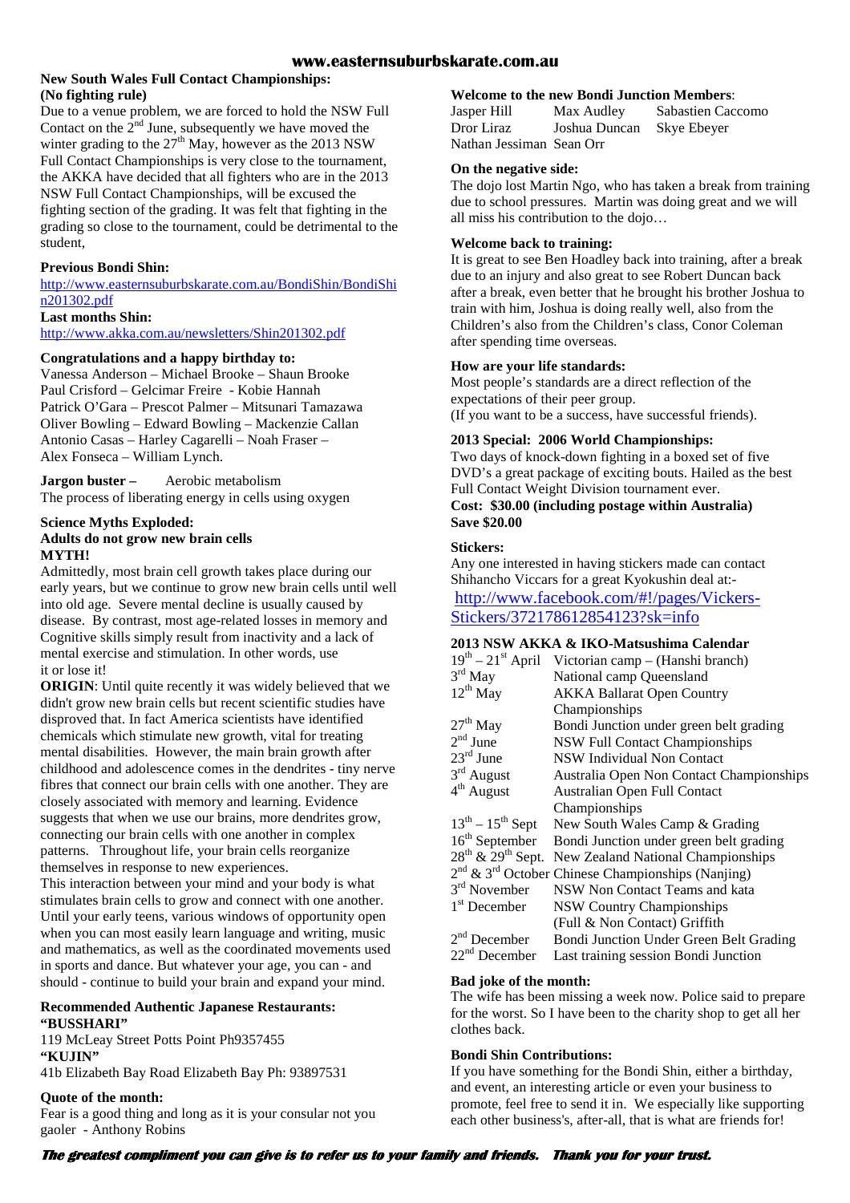**www.easternsuburbskarate.com.au**

**New South Wales Full Contact Championships: (No fighting rule)**

Due to a venue problem, we are forced to hold the NSW Full Contact on the 2nd June, subsequently we have moved the winter grading to the 27th May, however as the 2013 NSW Full Contact Championships is very close to the tournament, the AKKA have decided that all fighters who are in the 2013 NSW Full Contact Championships, will be excused the fighting section of the grading. It was felt that fighting in the grading so close to the tournament, could be detrimental to the student,

**Previous Bondi Shin:**

http://www.easternsuburbskarate.com.au/BondiShin/BondiShin201302.pdf

**Last months Shin:**

http://www.akka.com.au/newsletters/Shin201302.pdf

**Congratulations and a happy birthday to:**

Vanessa Anderson – Michael Brooke – Shaun Brooke
Paul Crisford – Gelcimar Freire - Kobie Hannah
Patrick O'Gara – Prescot Palmer – Mitsunari Tamazawa
Oliver Bowling – Edward Bowling – Mackenzie Callan
Antonio Casas – Harley Cagarelli – Noah Fraser –
Alex Fonseca – William Lynch.

**Jargon buster –** Aerobic metabolism
The process of liberating energy in cells using oxygen

**Science Myths Exploded:**
**Adults do not grow new brain cells**
**MYTH!**

Admittedly, most brain cell growth takes place during our early years, but we continue to grow new brain cells until well into old age. Severe mental decline is usually caused by disease. By contrast, most age-related losses in memory and Cognitive skills simply result from inactivity and a lack of mental exercise and stimulation. In other words, use it or lose it!

**ORIGIN**: Until quite recently it was widely believed that we didn't grow new brain cells but recent scientific studies have disproved that. In fact America scientists have identified chemicals which stimulate new growth, vital for treating mental disabilities. However, the main brain growth after childhood and adolescence comes in the dendrites - tiny nerve fibres that connect our brain cells with one another. They are closely associated with memory and learning. Evidence suggests that when we use our brains, more dendrites grow, connecting our brain cells with one another in complex patterns. Throughout life, your brain cells reorganize themselves in response to new experiences.

This interaction between your mind and your body is what stimulates brain cells to grow and connect with one another. Until your early teens, various windows of opportunity open when you can most easily learn language and writing, music and mathematics, as well as the coordinated movements used in sports and dance. But whatever your age, you can - and should - continue to build your brain and expand your mind.

**Recommended Authentic Japanese Restaurants:**

**"BUSSHARI"**
119 McLeay Street Potts Point Ph9357455

**"KUJIN"**
41b Elizabeth Bay Road Elizabeth Bay Ph: 93897531

**Quote of the month:**

Fear is a good thing and long as it is your consular not you gaoler - Anthony Robins

**Welcome to the new Bondi Junction Members**:

Jasper Hill — Max Audley — Sabastien Caccomo
Dror Liraz — Joshua Duncan — Skye Ebeyer
Nathan Jessiman — Sean Orr

**On the negative side:**

The dojo lost Martin Ngo, who has taken a break from training due to school pressures. Martin was doing great and we will all miss his contribution to the dojo…

**Welcome back to training:**

It is great to see Ben Hoadley back into training, after a break due to an injury and also great to see Robert Duncan back after a break, even better that he brought his brother Joshua to train with him, Joshua is doing really well, also from the Children's also from the Children's class, Conor Coleman after spending time overseas.

**How are your life standards:**

Most people's standards are a direct reflection of the expectations of their peer group.
(If you want to be a success, have successful friends).

**2013 Special: 2006 World Championships:**

Two days of knock-down fighting in a boxed set of five DVD's a great package of exciting bouts. Hailed as the best Full Contact Weight Division tournament ever.

**Cost: $30.00 (including postage within Australia)**
**Save $20.00**

**Stickers:**

Any one interested in having stickers made can contact Shihancho Viccars for a great Kyokushin deal at:-
http://www.facebook.com/#!/pages/Vickers-Stickers/372178612854123?sk=info

**2013 NSW AKKA & IKO-Matsushima Calendar**

| | |
|---|---|
| 19th – 21st April | Victorian camp – (Hanshi branch) |
| 3rd May | National camp Queensland |
| 12th May | AKKA Ballarat Open Country Championships |
| 27th May | Bondi Junction under green belt grading |
| 2nd June | NSW Full Contact Championships |
| 23rd June | NSW Individual Non Contact |
| 3rd August | Australia Open Non Contact Championships |
| 4th August | Australian Open Full Contact Championships |
| 13th – 15th Sept | New South Wales Camp & Grading |
| 16th September | Bondi Junction under green belt grading |
| 28th & 29th Sept. | New Zealand National Championships |
| 2nd & 3rd October | Chinese Championships (Nanjing) |
| 3rd November | NSW Non Contact Teams and kata |
| 1st December | NSW Country Championships (Full & Non Contact) Griffith |
| 2nd December | Bondi Junction Under Green Belt Grading |
| 22nd December | Last training session Bondi Junction |

**Bad joke of the month:**

The wife has been missing a week now. Police said to prepare for the worst. So I have been to the charity shop to get all her clothes back.

**Bondi Shin Contributions:**

If you have something for the Bondi Shin, either a birthday, and event, an interesting article or even your business to promote, feel free to send it in. We especially like supporting each other business's, after-all, that is what are friends for!

***The greatest compliment you can give is to refer us to your family and friends. Thank you for your trust.***